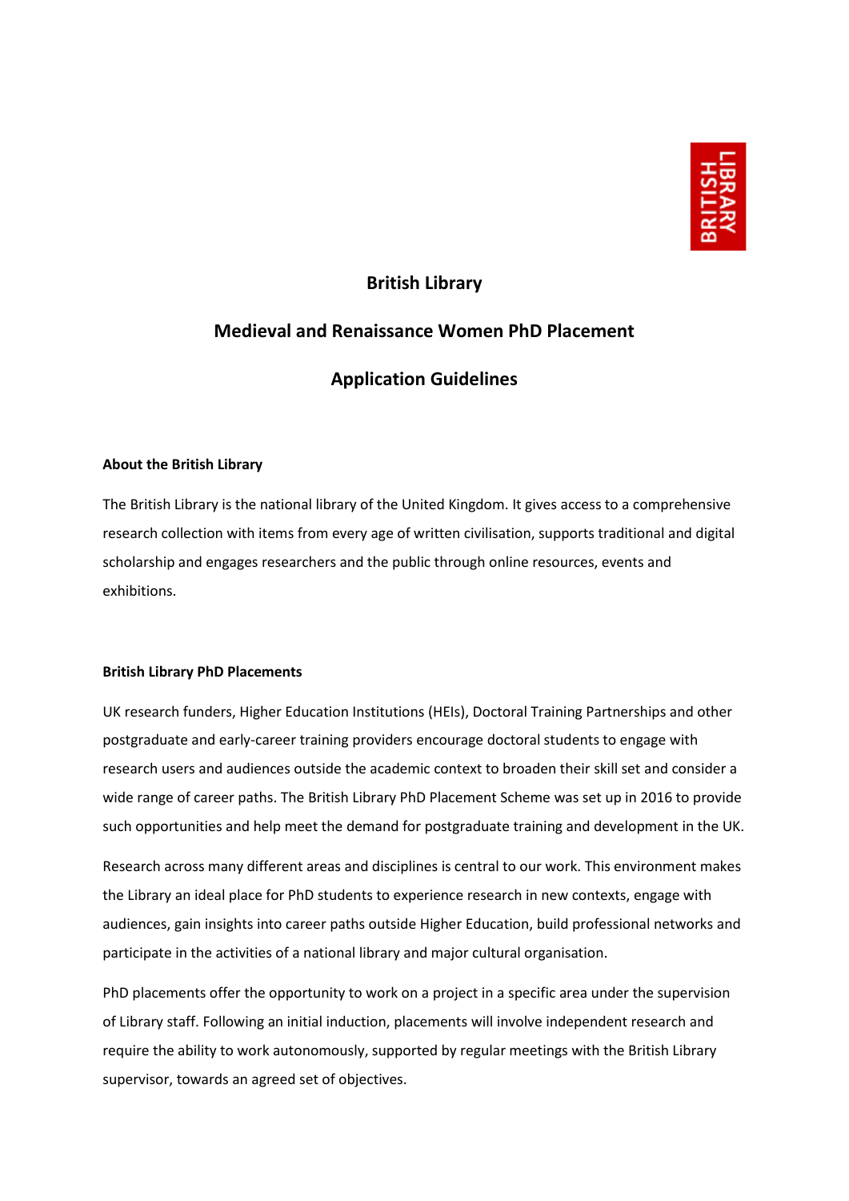# British Library

## Medieval and Renaissance Women PhD Placement

## Application Guidelines

**About the British Library**

The British Library is the national library of the United Kingdom. It gives access to a comprehensive research collection with items from every age of written civilisation, supports traditional and digital scholarship and engages researchers and the public through online resources, events and exhibitions.

**British Library PhD Placements**

UK research funders, Higher Education Institutions (HEIs), Doctoral Training Partnerships and other postgraduate and early-career training providers encourage doctoral students to engage with research users and audiences outside the academic context to broaden their skill set and consider a wide range of career paths. The British Library PhD Placement Scheme was set up in 2016 to provide such opportunities and help meet the demand for postgraduate training and development in the UK.

Research across many different areas and disciplines is central to our work. This environment makes the Library an ideal place for PhD students to experience research in new contexts, engage with audiences, gain insights into career paths outside Higher Education, build professional networks and participate in the activities of a national library and major cultural organisation.

PhD placements offer the opportunity to work on a project in a specific area under the supervision of Library staff. Following an initial induction, placements will involve independent research and require the ability to work autonomously, supported by regular meetings with the British Library supervisor, towards an agreed set of objectives.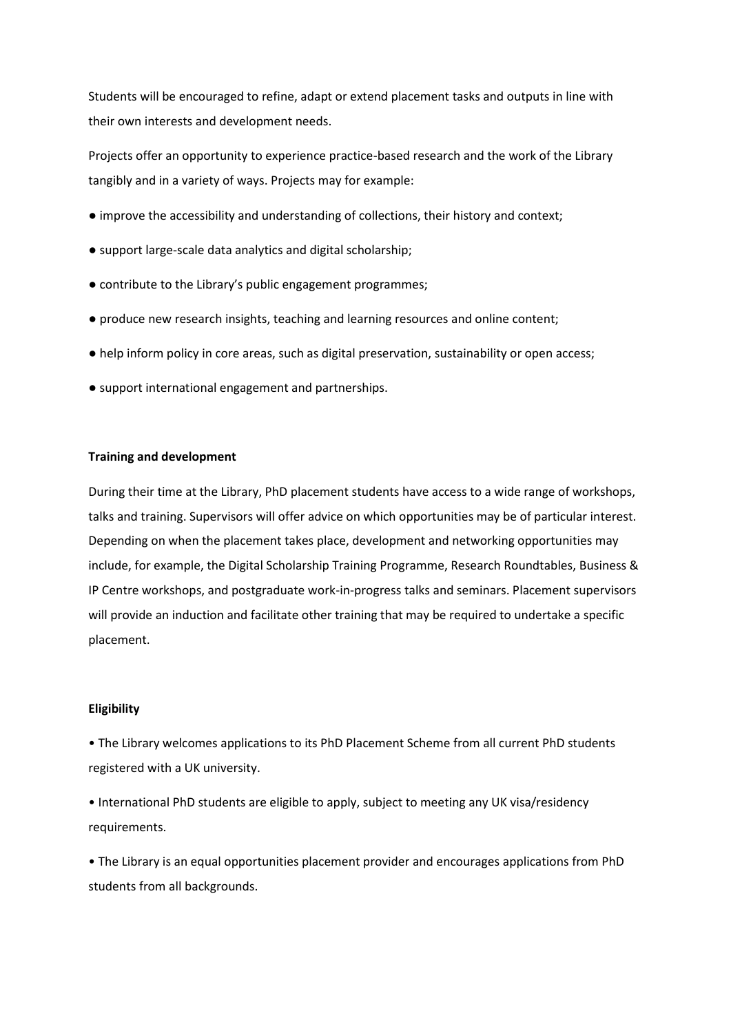Students will be encouraged to refine, adapt or extend placement tasks and outputs in line with their own interests and development needs.

Projects offer an opportunity to experience practice-based research and the work of the Library tangibly and in a variety of ways. Projects may for example:

- improve the accessibility and understanding of collections, their history and context;
- support large-scale data analytics and digital scholarship;
- contribute to the Library's public engagement programmes;
- produce new research insights, teaching and learning resources and online content;
- help inform policy in core areas, such as digital preservation, sustainability or open access;
- support international engagement and partnerships.

**Training and development**

During their time at the Library, PhD placement students have access to a wide range of workshops, talks and training. Supervisors will offer advice on which opportunities may be of particular interest. Depending on when the placement takes place, development and networking opportunities may include, for example, the Digital Scholarship Training Programme, Research Roundtables, Business & IP Centre workshops, and postgraduate work-in-progress talks and seminars. Placement supervisors will provide an induction and facilitate other training that may be required to undertake a specific placement.

**Eligibility**

- The Library welcomes applications to its PhD Placement Scheme from all current PhD students registered with a UK university.
- International PhD students are eligible to apply, subject to meeting any UK visa/residency requirements.
- The Library is an equal opportunities placement provider and encourages applications from PhD students from all backgrounds.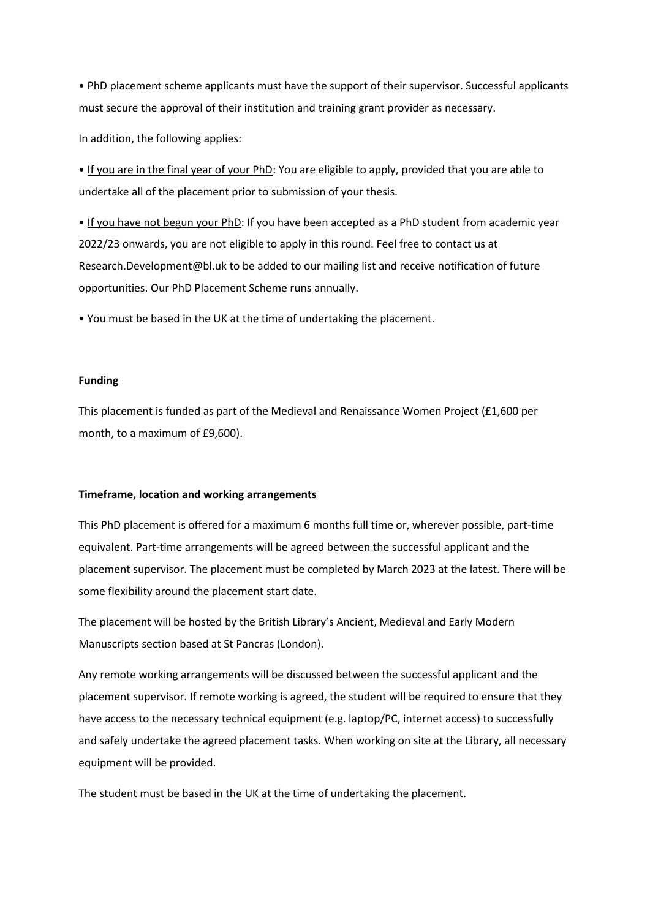- PhD placement scheme applicants must have the support of their supervisor. Successful applicants must secure the approval of their institution and training grant provider as necessary.

In addition, the following applies:

- If you are in the final year of your PhD: You are eligible to apply, provided that you are able to undertake all of the placement prior to submission of your thesis.
- If you have not begun your PhD: If you have been accepted as a PhD student from academic year 2022/23 onwards, you are not eligible to apply in this round. Feel free to contact us at Research.Development@bl.uk to be added to our mailing list and receive notification of future opportunities. Our PhD Placement Scheme runs annually.
- You must be based in the UK at the time of undertaking the placement.

**Funding**

This placement is funded as part of the Medieval and Renaissance Women Project (£1,600 per month, to a maximum of £9,600).

**Timeframe, location and working arrangements**

This PhD placement is offered for a maximum 6 months full time or, wherever possible, part-time equivalent. Part-time arrangements will be agreed between the successful applicant and the placement supervisor. The placement must be completed by March 2023 at the latest. There will be some flexibility around the placement start date.

The placement will be hosted by the British Library's Ancient, Medieval and Early Modern Manuscripts section based at St Pancras (London).

Any remote working arrangements will be discussed between the successful applicant and the placement supervisor. If remote working is agreed, the student will be required to ensure that they have access to the necessary technical equipment (e.g. laptop/PC, internet access) to successfully and safely undertake the agreed placement tasks. When working on site at the Library, all necessary equipment will be provided.

The student must be based in the UK at the time of undertaking the placement.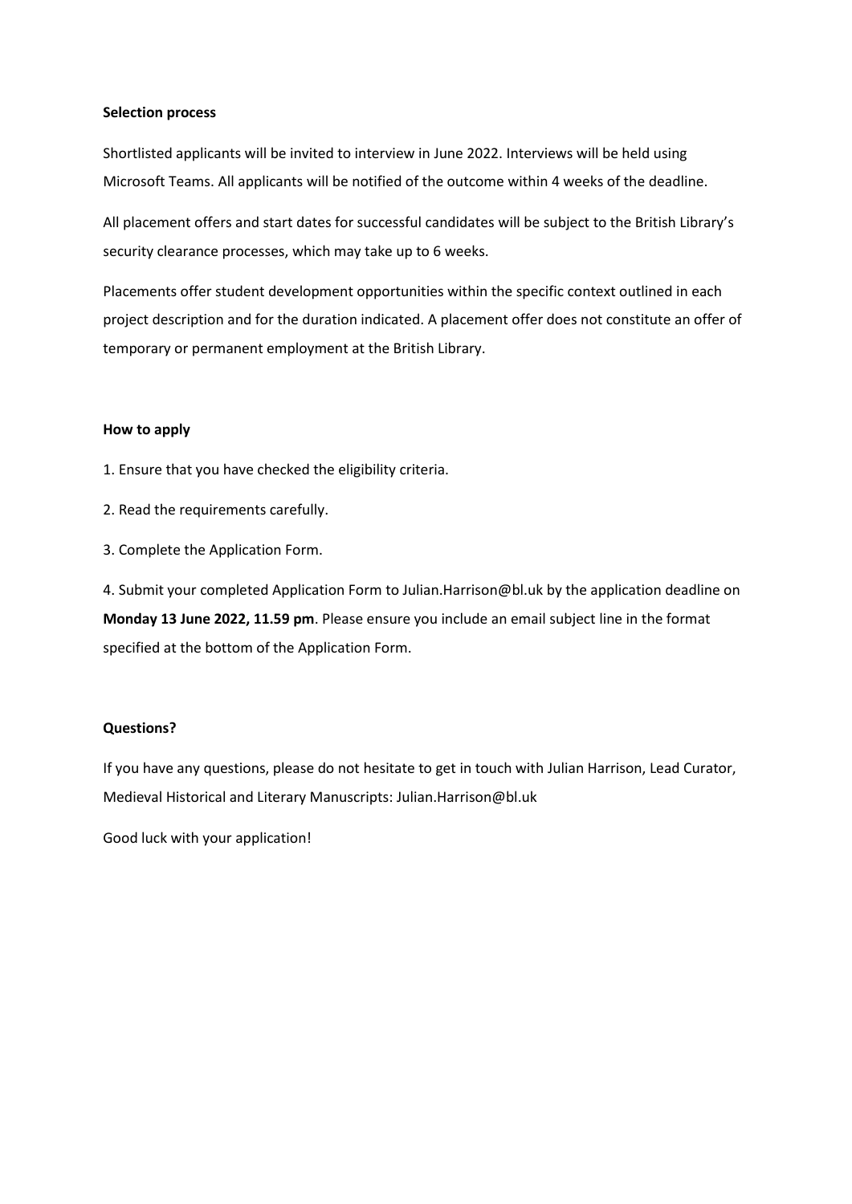**Selection process**

Shortlisted applicants will be invited to interview in June 2022. Interviews will be held using Microsoft Teams. All applicants will be notified of the outcome within 4 weeks of the deadline.

All placement offers and start dates for successful candidates will be subject to the British Library's security clearance processes, which may take up to 6 weeks.

Placements offer student development opportunities within the specific context outlined in each project description and for the duration indicated. A placement offer does not constitute an offer of temporary or permanent employment at the British Library.

**How to apply**

1. Ensure that you have checked the eligibility criteria.

2. Read the requirements carefully.

3. Complete the Application Form.

4. Submit your completed Application Form to Julian.Harrison@bl.uk by the application deadline on **Monday 13 June 2022, 11.59 pm**. Please ensure you include an email subject line in the format specified at the bottom of the Application Form.

**Questions?**

If you have any questions, please do not hesitate to get in touch with Julian Harrison, Lead Curator, Medieval Historical and Literary Manuscripts: Julian.Harrison@bl.uk

Good luck with your application!